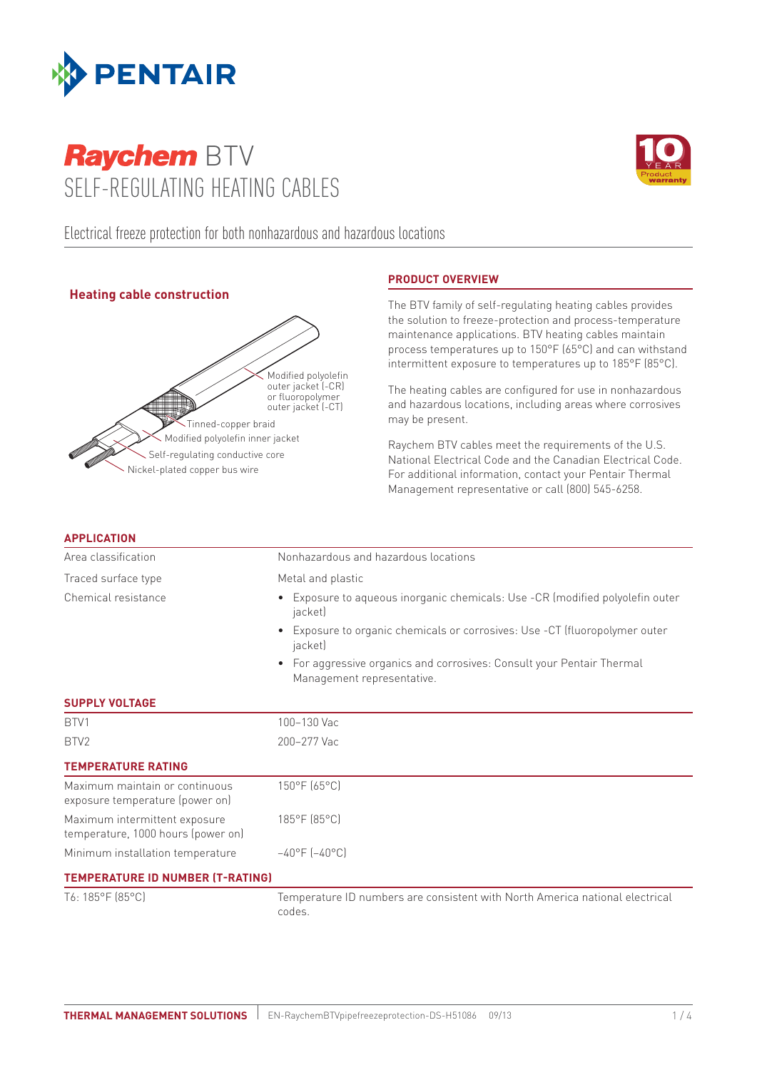# Raychem BTV SELF-REGULATING HEATING CABLES

Electrical freeze protection for both nonhazardous and hazardous locations

### Heating cable construction

- Modified polyolefin outer jacket (-CR) or fluoropolymer outer jacket (-CT)
- Tinned-copper braid
- Modified polyolefin inner jacket
- Self-regulating conductive core
- Nickel-plated copper bus wire

## PRODUCT OVERVIEW

The BTV family of self-regulating heating cables provides the solution to freeze-protection and process-temperature maintenance applications. BTV heating cables maintain process temperatures up to 150°F (65°C) and can withstand intermittent exposure to temperatures up to 185°F (85°C).

The heating cables are configured for use in nonhazardous and hazardous locations, including areas where corrosives may be present.

Raychem BTV cables meet the requirements of the U.S. National Electrical Code and the Canadian Electrical Code. For additional information, contact your Pentair Thermal Management representative or call (800) 545-6258.

## APPLICATION

| | |
|---|---|
| Area classification | Nonhazardous and hazardous locations |
| Traced surface type | Metal and plastic |
| Chemical resistance | • Exposure to aqueous inorganic chemicals: Use -CR (modified polyolefin outer jacket)<br>• Exposure to organic chemicals or corrosives: Use -CT (fluoropolymer outer jacket)<br>• For aggressive organics and corrosives: Consult your Pentair Thermal Management representative. |

## SUPPLY VOLTAGE

| | |
|---|---|
| BTV1 | 100–130 Vac |
| BTV2 | 200–277 Vac |

## TEMPERATURE RATING

| | |
|---|---|
| Maximum maintain or continuous exposure temperature (power on) | 150°F (65°C) |
| Maximum intermittent exposure temperature, 1000 hours (power on) | 185°F (85°C) |
| Minimum installation temperature | –40°F (–40°C) |

## TEMPERATURE ID NUMBER (T-RATING)

| | |
|---|---|
| T6: 185°F (85°C) | Temperature ID numbers are consistent with North America national electrical codes. |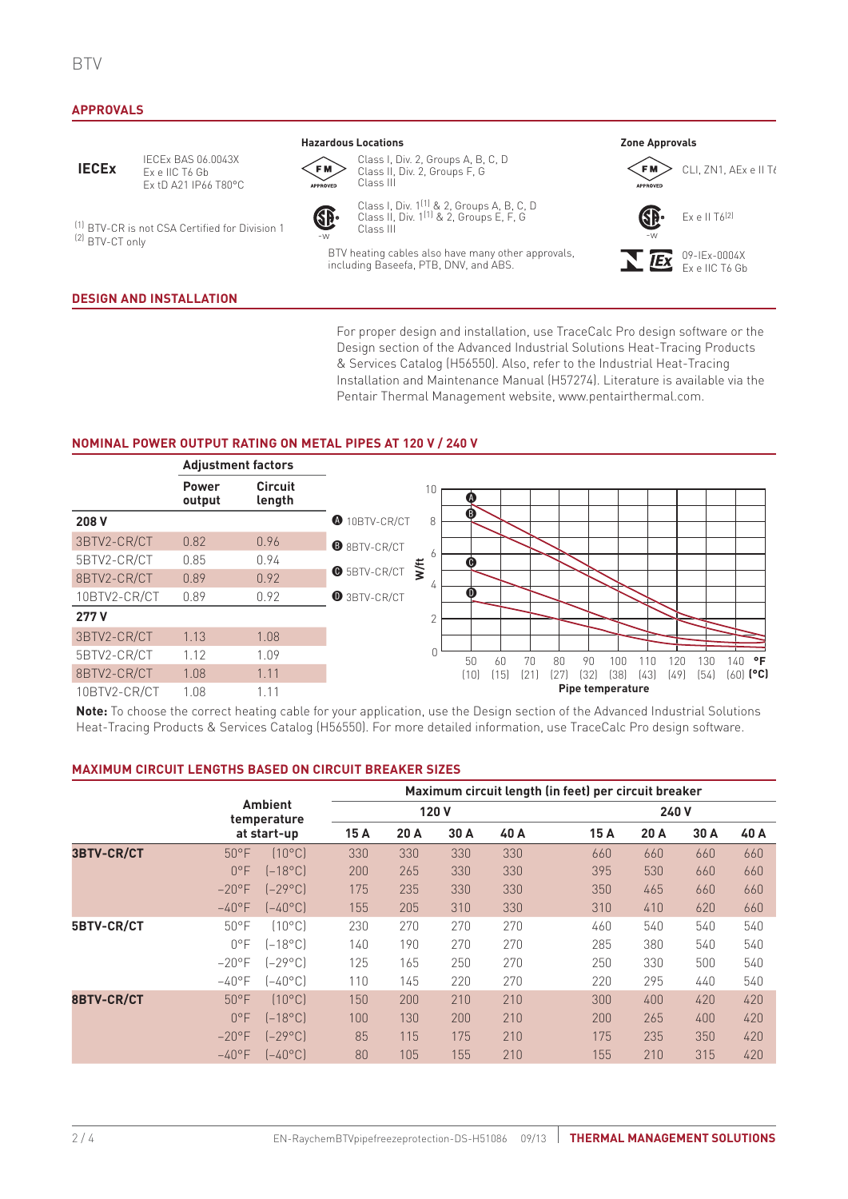## APPROVALS

**IECEx** IECEx BAS 06.0043X
Ex e IIC T6 Gb
Ex tD A21 IP66 T80°C

(1) BTV-CR is not CSA Certified for Division 1
(2) BTV-CT only

### Hazardous Locations

FM APPROVED: Class I, Div. 2, Groups A, B, C, D
Class II, Div. 2, Groups F, G
Class III

CSA -W: Class I, Div. 1[1] & 2, Groups A, B, C, D
Class II, Div. 1[1] & 2, Groups E, F, G
Class III

BTV heating cables also have many other approvals, including Baseefa, PTB, DNV, and ABS.

### Zone Approvals

FM APPROVED: CLI, ZN1, AEx e II T6

CSA -W: Ex e II T6[2]

IEx: 09-IEx-0004X
Ex e IIC T6 Gb

## DESIGN AND INSTALLATION

For proper design and installation, use TraceCalc Pro design software or the Design section of the Advanced Industrial Solutions Heat-Tracing Products & Services Catalog (H56550). Also, refer to the Industrial Heat-Tracing Installation and Maintenance Manual (H57274). Literature is available via the Pentair Thermal Management website, www.pentairthermal.com.

## NOMINAL POWER OUTPUT RATING ON METAL PIPES AT 120 V / 240 V

| | Adjustment factors | |
|---|---|---|
| | Power output | Circuit length |
| **208 V** | | |
| 3BTV2-CR/CT | 0.82 | 0.96 |
| 5BTV2-CR/CT | 0.85 | 0.94 |
| 8BTV2-CR/CT | 0.89 | 0.92 |
| 10BTV2-CR/CT | 0.89 | 0.92 |
| **277 V** | | |
| 3BTV2-CR/CT | 1.13 | 1.08 |
| 5BTV2-CR/CT | 1.12 | 1.09 |
| 8BTV2-CR/CT | 1.08 | 1.11 |
| 10BTV2-CR/CT | 1.08 | 1.11 |

Ⓐ 10BTV-CR/CT
Ⓑ 8BTV-CR/CT
Ⓒ 5BTV-CR/CT
Ⓓ 3BTV-CR/CT

W/ft (0–10) vs. Pipe temperature: 50 (10), 60 (15), 70 (21), 80 (27), 90 (32), 100 (38), 110 (43), 120 (49), 130 (54), 140 (60) °F (°C)

**Note:** To choose the correct heating cable for your application, use the Design section of the Advanced Industrial Solutions Heat-Tracing Products & Services Catalog (H56550). For more detailed information, use TraceCalc Pro design software.

## MAXIMUM CIRCUIT LENGTHS BASED ON CIRCUIT BREAKER SIZES

| | Ambient temperature at start-up | | Maximum circuit length (in feet) per circuit breaker | | | | | | | |
|---|---|---|---|---|---|---|---|---|---|---|
| | | | 120 V | | | | 240 V | | | |
| | | | 15 A | 20 A | 30 A | 40 A | 15 A | 20 A | 30 A | 40 A |
| **3BTV-CR/CT** | 50°F | (10°C) | 330 | 330 | 330 | 330 | 660 | 660 | 660 | 660 |
| | 0°F | (–18°C) | 200 | 265 | 330 | 330 | 395 | 530 | 660 | 660 |
| | –20°F | (–29°C) | 175 | 235 | 330 | 330 | 350 | 465 | 660 | 660 |
| | –40°F | (–40°C) | 155 | 205 | 310 | 330 | 310 | 410 | 620 | 660 |
| **5BTV-CR/CT** | 50°F | (10°C) | 230 | 270 | 270 | 270 | 460 | 540 | 540 | 540 |
| | 0°F | (–18°C) | 140 | 190 | 270 | 270 | 285 | 380 | 540 | 540 |
| | –20°F | (–29°C) | 125 | 165 | 250 | 270 | 250 | 330 | 500 | 540 |
| | –40°F | (–40°C) | 110 | 145 | 220 | 270 | 220 | 295 | 440 | 540 |
| **8BTV-CR/CT** | 50°F | (10°C) | 150 | 200 | 210 | 210 | 300 | 400 | 420 | 420 |
| | 0°F | (–18°C) | 100 | 130 | 200 | 210 | 200 | 265 | 400 | 420 |
| | –20°F | (–29°C) | 85 | 115 | 175 | 210 | 175 | 235 | 350 | 420 |
| | –40°F | (–40°C) | 80 | 105 | 155 | 210 | 155 | 210 | 315 | 420 |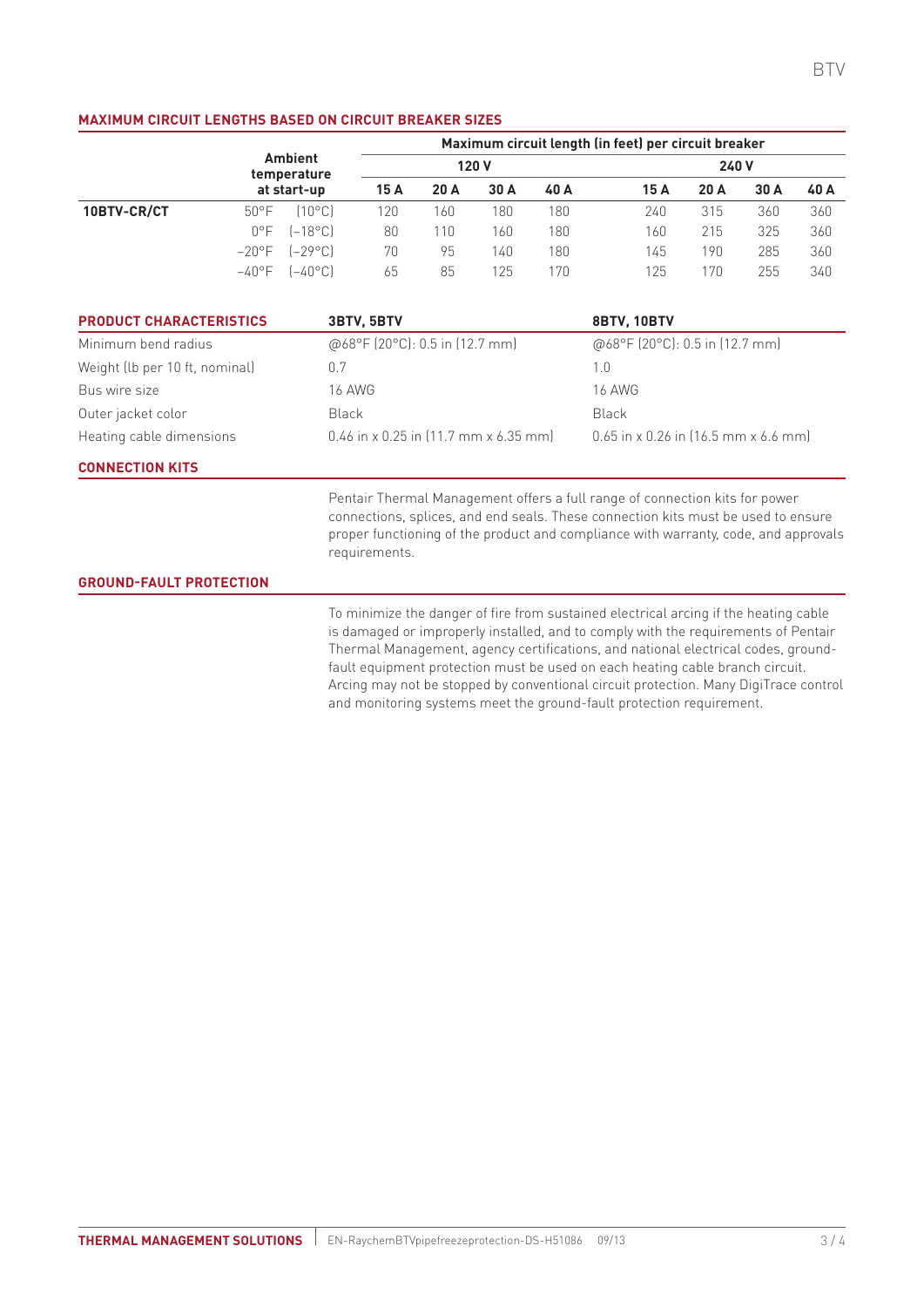## MAXIMUM CIRCUIT LENGTHS BASED ON CIRCUIT BREAKER SIZES

| | Ambient temperature at start-up | | Maximum circuit length (in feet) per circuit breaker | | | | | | | |
|---|---|---|---|---|---|---|---|---|---|---|
| | | | 120 V | | | | 240 V | | | |
| | | | 15 A | 20 A | 30 A | 40 A | 15 A | 20 A | 30 A | 40 A |
| **10BTV-CR/CT** | 50°F | (10°C) | 120 | 160 | 180 | 180 | 240 | 315 | 360 | 360 |
| | 0°F | (–18°C) | 80 | 110 | 160 | 180 | 160 | 215 | 325 | 360 |
| | –20°F | (–29°C) | 70 | 95 | 140 | 180 | 145 | 190 | 285 | 360 |
| | –40°F | (–40°C) | 65 | 85 | 125 | 170 | 125 | 170 | 255 | 340 |

| PRODUCT CHARACTERISTICS | 3BTV, 5BTV | 8BTV, 10BTV |
|---|---|---|
| Minimum bend radius | @68°F (20°C): 0.5 in (12.7 mm) | @68°F (20°C): 0.5 in (12.7 mm) |
| Weight (lb per 10 ft, nominal) | 0.7 | 1.0 |
| Bus wire size | 16 AWG | 16 AWG |
| Outer jacket color | Black | Black |
| Heating cable dimensions | 0.46 in x 0.25 in (11.7 mm x 6.35 mm) | 0.65 in x 0.26 in (16.5 mm x 6.6 mm) |

## CONNECTION KITS

Pentair Thermal Management offers a full range of connection kits for power connections, splices, and end seals. These connection kits must be used to ensure proper functioning of the product and compliance with warranty, code, and approvals requirements.

## GROUND-FAULT PROTECTION

To minimize the danger of fire from sustained electrical arcing if the heating cable is damaged or improperly installed, and to comply with the requirements of Pentair Thermal Management, agency certifications, and national electrical codes, ground-fault equipment protection must be used on each heating cable branch circuit. Arcing may not be stopped by conventional circuit protection. Many DigiTrace control and monitoring systems meet the ground-fault protection requirement.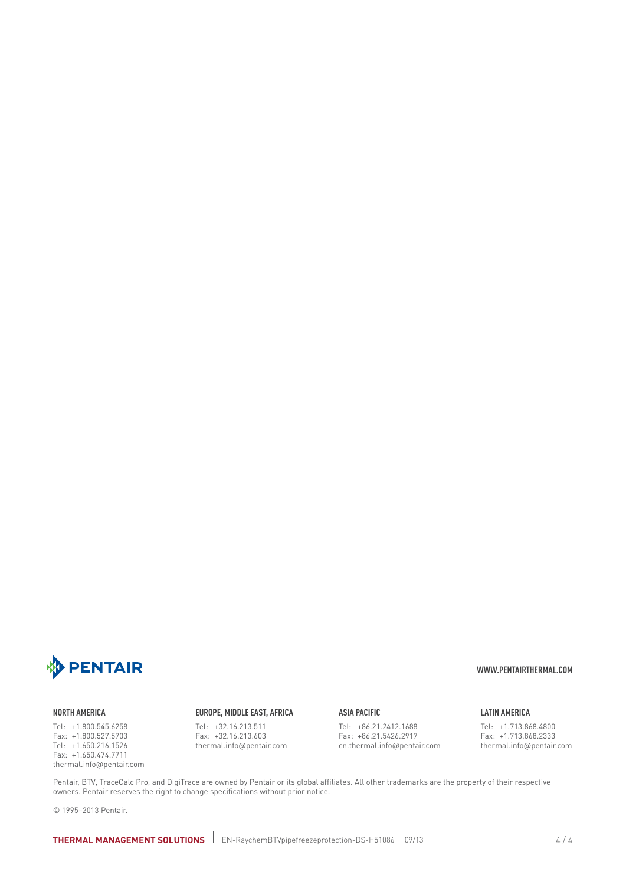PENTAIR

WWW.PENTAIRTHERMAL.COM

**NORTH AMERICA**

Tel: +1.800.545.6258
Fax: +1.800.527.5703
Tel: +1.650.216.1526
Fax: +1.650.474.7711
thermal.info@pentair.com

**EUROPE, MIDDLE EAST, AFRICA**

Tel: +32.16.213.511
Fax: +32.16.213.603
thermal.info@pentair.com

**ASIA PACIFIC**

Tel: +86.21.2412.1688
Fax: +86.21.5426.2917
cn.thermal.info@pentair.com

**LATIN AMERICA**

Tel: +1.713.868.4800
Fax: +1.713.868.2333
thermal.info@pentair.com

Pentair, BTV, TraceCalc Pro, and DigiTrace are owned by Pentair or its global affiliates. All other trademarks are the property of their respective owners. Pentair reserves the right to change specifications without prior notice.

© 1995–2013 Pentair.

**THERMAL MANAGEMENT SOLUTIONS** | EN-RaychemBTVpipefreezeprotection-DS-H51086 09/13